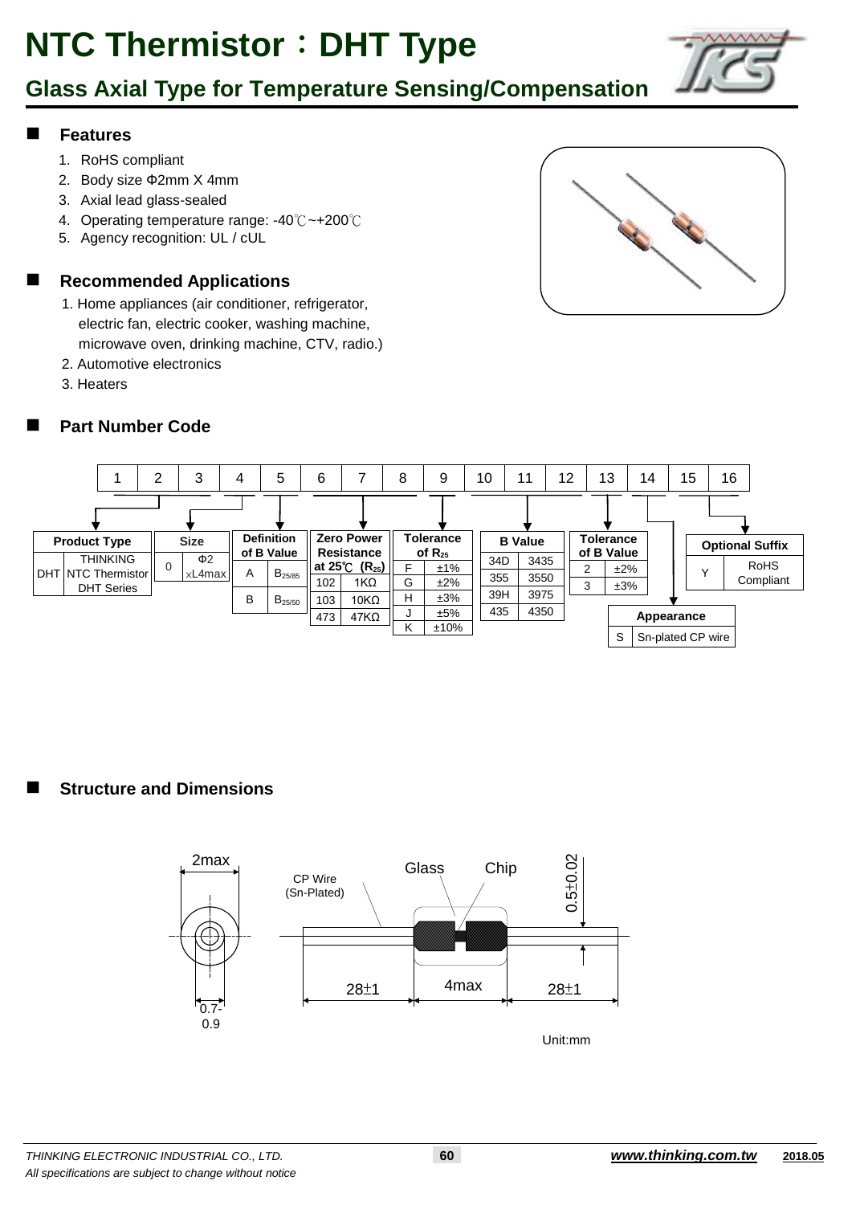# NTC Thermistor：DHT Type

## Glass Axial Type for Temperature Sensing/Compensation

### Features

1. RoHS compliant
2. Body size Φ2mm X 4mm
3. Axial lead glass-sealed
4. Operating temperature range: -40℃~+200℃
5. Agency recognition: UL / cUL

### Recommended Applications

1. Home appliances (air conditioner, refrigerator, electric fan, electric cooker, washing machine, microwave oven, drinking machine, CTV, radio.)
2. Automotive electronics
3. Heaters

### Part Number Code

| 1 | 2 | 3 | 4 | 5 | 6 | 7 | 8 | 9 | 10 | 11 | 12 | 13 | 14 | 15 | 16 |
|---|---|---|---|---|---|---|---|---|---|---|---|---|---|---|---|

- Positions 1–3: Product Type
- Position 4: Size
- Position 5: Definition of B Value
- Positions 6–8: Zero Power Resistance at 25℃ ($R_{25}$)
- Position 9: Tolerance of $R_{25}$
- Positions 10–12: B Value
- Position 13: Tolerance of B Value
- Position 14: Appearance
- Positions 15–16: Optional Suffix

**Product Type**

| Code | Description |
|---|---|
| DHT | THINKING NTC Thermistor DHT Series |

**Size**

| Code | Size |
|---|---|
| 0 | Φ2 ×L4max |

**Definition of B Value**

| Code | Definition |
|---|---|
| A | $B_{25/85}$ |
| B | $B_{25/50}$ |

**Zero Power Resistance at 25℃ ($R_{25}$)**

| Code | Resistance |
|---|---|
| 102 | 1KΩ |
| 103 | 10KΩ |
| 473 | 47KΩ |

**Tolerance of $R_{25}$**

| Code | Tolerance |
|---|---|
| F | ±1% |
| G | ±2% |
| H | ±3% |
| J | ±5% |
| K | ±10% |

**B Value**

| Code | B Value |
|---|---|
| 34D | 3435 |
| 355 | 3550 |
| 39H | 3975 |
| 435 | 4350 |

**Tolerance of B Value**

| Code | Tolerance |
|---|---|
| 2 | ±2% |
| 3 | ±3% |

**Appearance**

| Code | Description |
|---|---|
| S | Sn-plated CP wire |

**Optional Suffix**

| Code | Description |
|---|---|
| Y | RoHS Compliant |

### Structure and Dimensions

- Body diameter: 2max
- Lead wire diameter: 0.7-0.9
- CP Wire (Sn-Plated)
- Glass
- Chip
- Lead length: 28±1 (each side)
- Body length: 4max
- 0.5±0.02

Unit:mm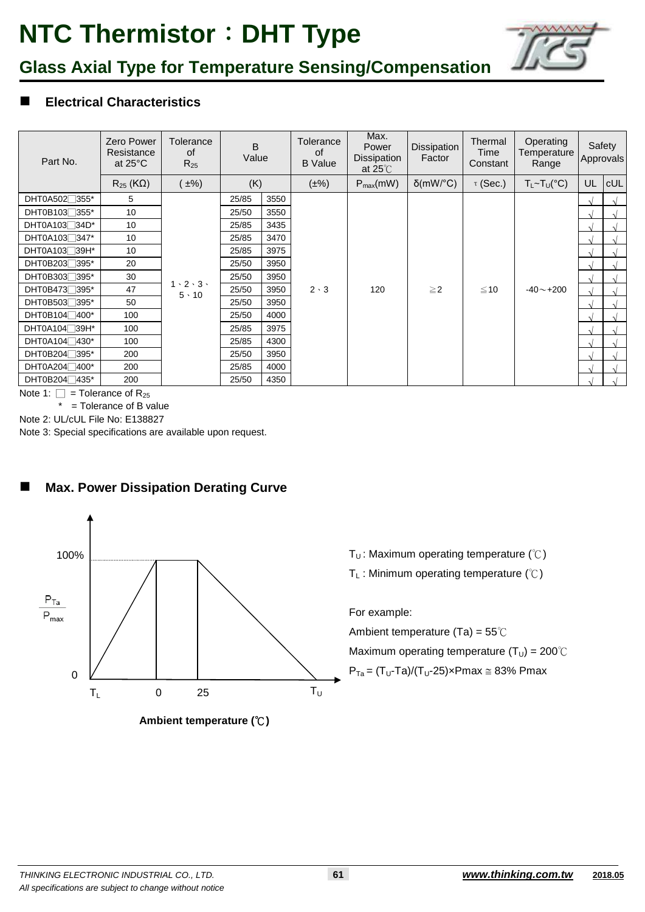# NTC Thermistor：DHT Type

## Glass Axial Type for Temperature Sensing/Compensation

### ■ Electrical Characteristics

| Part No. | Zero Power Resistance at 25°C | Tolerance of $R_{25}$ | B Value | | Tolerance of B Value | Max. Power Dissipation at 25℃ | Dissipation Factor | Thermal Time Constant | Operating Temperature Range | Safety Approvals | |
|---|---|---|---|---|---|---|---|---|---|---|---|
| | $R_{25}$ (KΩ) | (±%) | (K) | | (±%) | $P_{max}$(mW) | δ(mW/°C) | τ (Sec.) | $T_L$~$T_U$(°C) | UL | cUL |
| DHT0A502□355* | 5 | 1、2、3、5、10 | 25/85 | 3550 | 2、3 | 120 | ≧2 | ≦10 | -40～+200 | √ | √ |
| DHT0B103□355* | 10 | | 25/50 | 3550 | | | | | | √ | √ |
| DHT0A103□34D* | 10 | | 25/85 | 3435 | | | | | | √ | √ |
| DHT0A103□347* | 10 | | 25/85 | 3470 | | | | | | √ | √ |
| DHT0A103□39H* | 10 | | 25/85 | 3975 | | | | | | √ | √ |
| DHT0B203□395* | 20 | | 25/50 | 3950 | | | | | | √ | √ |
| DHT0B303□395* | 30 | | 25/50 | 3950 | | | | | | √ | √ |
| DHT0B473□395* | 47 | | 25/50 | 3950 | | | | | | √ | √ |
| DHT0B503□395* | 50 | | 25/50 | 3950 | | | | | | √ | √ |
| DHT0B104□400* | 100 | | 25/50 | 4000 | | | | | | √ | √ |
| DHT0A104□39H* | 100 | | 25/85 | 3975 | | | | | | √ | √ |
| DHT0A104□430* | 100 | | 25/85 | 4300 | | | | | | √ | √ |
| DHT0B204□395* | 200 | | 25/50 | 3950 | | | | | | √ | √ |
| DHT0A204□400* | 200 | | 25/85 | 4000 | | | | | | √ | √ |
| DHT0B204□435* | 200 | | 25/50 | 4350 | | | | | | √ | √ |

Note 1: □ = Tolerance of $R_{25}$

* = Tolerance of B value

Note 2: UL/cUL File No: E138827

Note 3: Special specifications are available upon request.

### ■ Max. Power Dissipation Derating Curve

$T_U$ : Maximum operating temperature (℃)

$T_L$ : Minimum operating temperature (℃)

For example:

Ambient temperature (Ta) = 55℃

Maximum operating temperature ($T_U$) = 200℃

$P_{Ta} = (T_U-Ta)/(T_U-25)\times Pmax \cong 83\%$ Pmax

**Ambient temperature (℃)**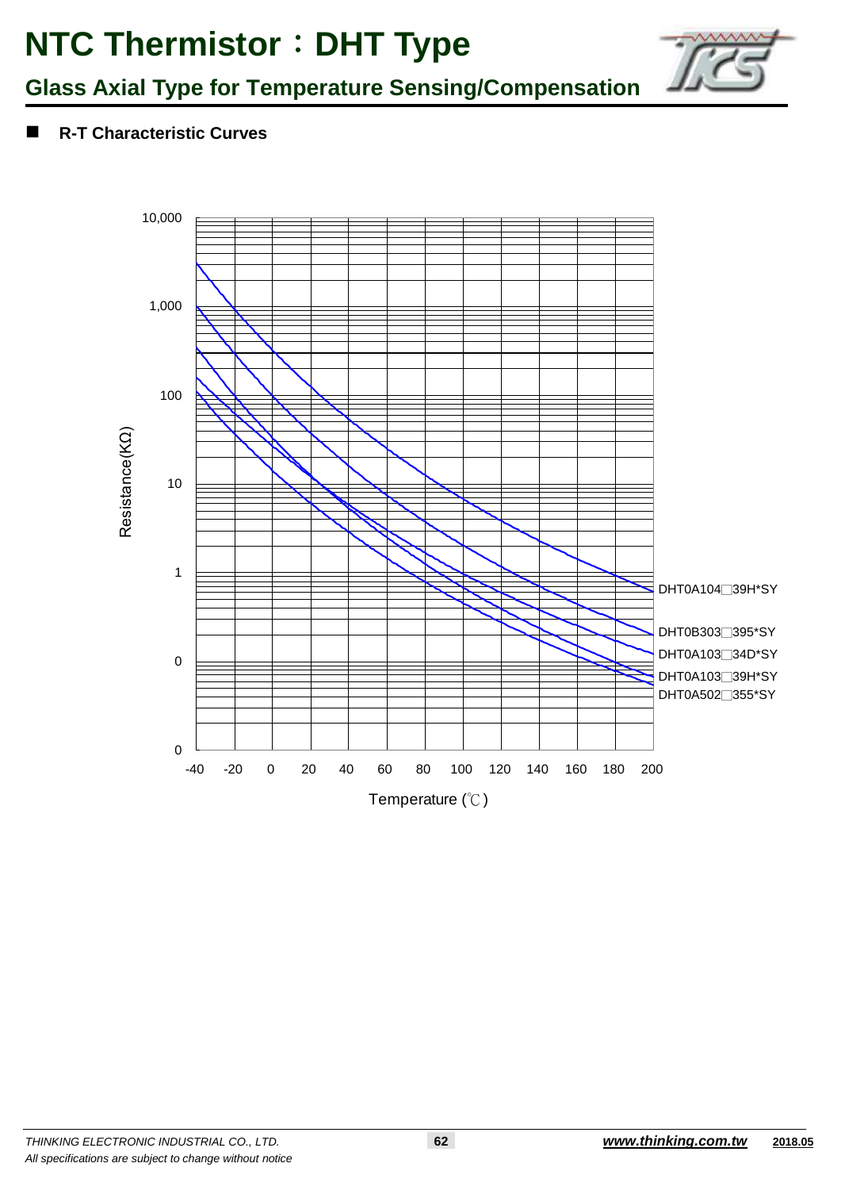# NTC Thermistor：DHT Type

## Glass Axial Type for Temperature Sensing/Compensation

- **R-T Characteristic Curves**

Resistance(KΩ)

10,000

1,000

100

10

1

0

0

-40 -20 0 20 40 60 80 100 120 140 160 180 200

Temperature (℃)

DHT0A104□39H*SY

DHT0B303□395*SY

DHT0A103□34D*SY

DHT0A103□39H*SY

DHT0A502□355*SY

*THINKING ELECTRONIC INDUSTRIAL CO., LTD.*

*All specifications are subject to change without notice*

***www.thinking.com.tw*** **2018.05**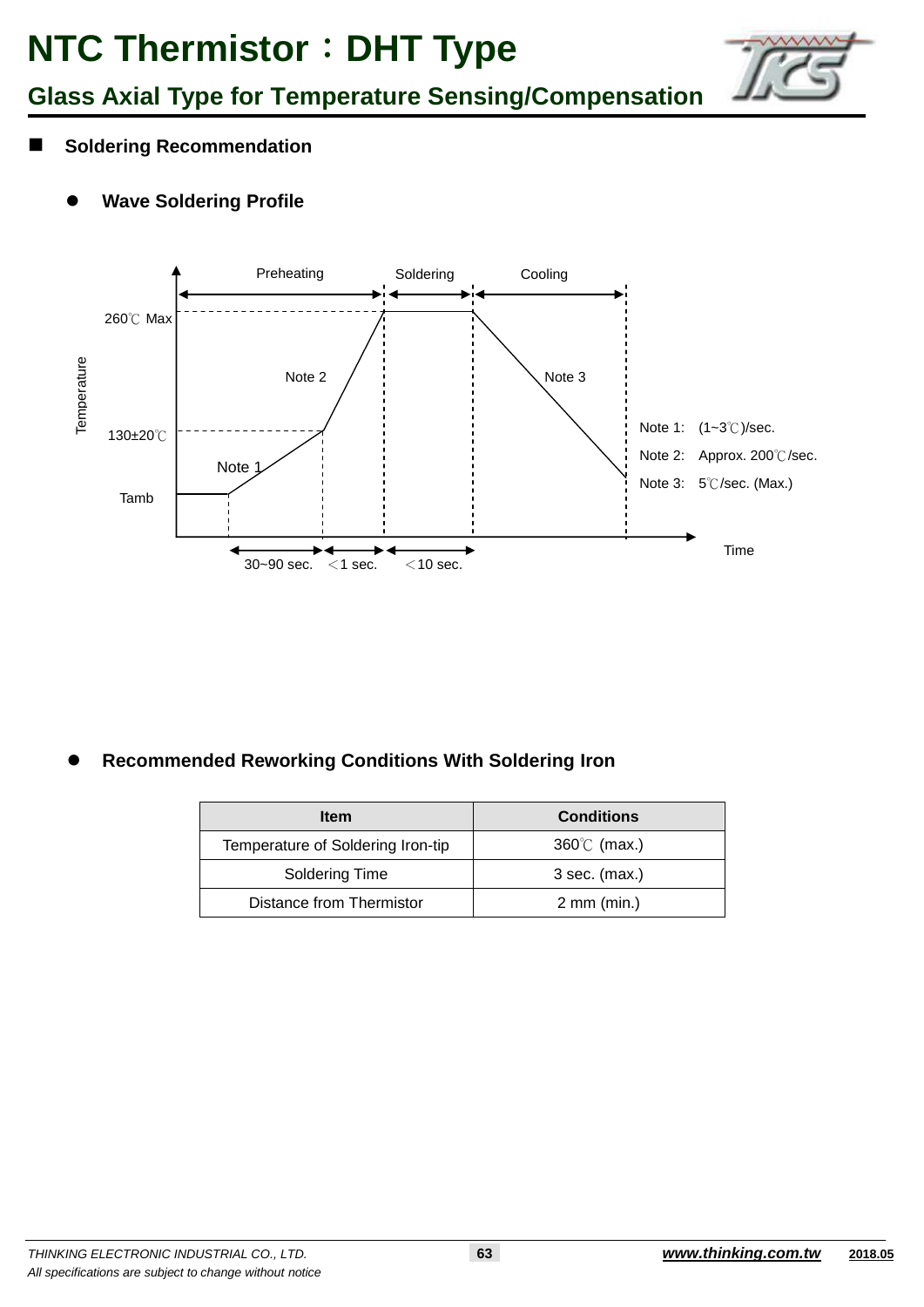# NTC Thermistor：DHT Type

## Glass Axial Type for Temperature Sensing/Compensation

### Soldering Recommendation

#### Wave Soldering Profile

Preheating | Soldering | Cooling

260℃ Max

130±20℃

Tamb

Temperature

Time

Note 1 | Note 2 | Note 3

30~90 sec. | ＜1 sec. | ＜10 sec.

Note 1: (1~3℃)/sec.

Note 2: Approx. 200℃/sec.

Note 3: 5℃/sec. (Max.)

#### Recommended Reworking Conditions With Soldering Iron

| Item | Conditions |
|---|---|
| Temperature of Soldering Iron-tip | 360℃ (max.) |
| Soldering Time | 3 sec. (max.) |
| Distance from Thermistor | 2 mm (min.) |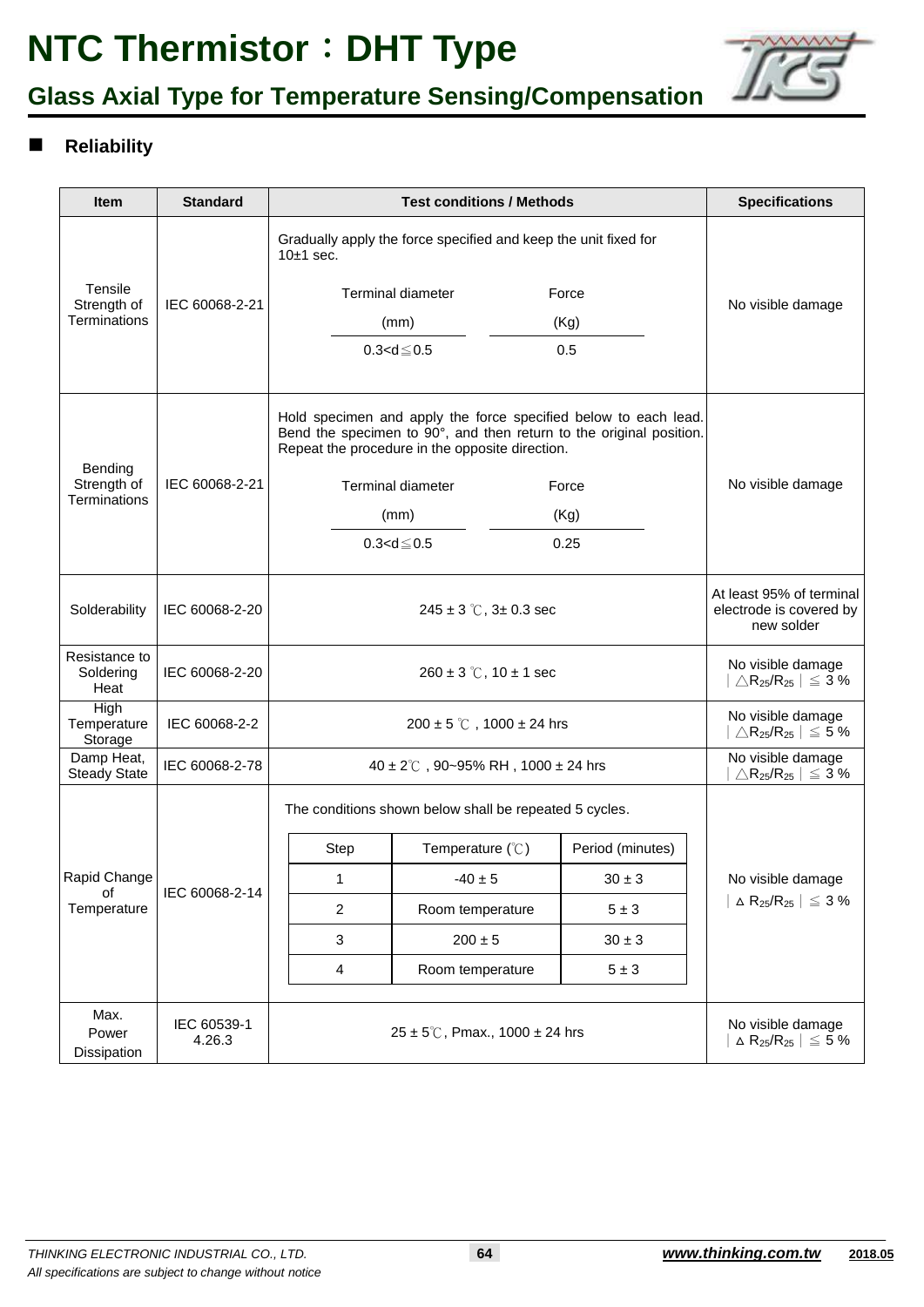# NTC Thermistor：DHT Type

## Glass Axial Type for Temperature Sensing/Compensation

### Reliability

| Item | Standard | Test conditions / Methods | Specifications |
|---|---|---|---|
| Tensile Strength of Terminations | IEC 60068-2-21 | Gradually apply the force specified and keep the unit fixed for 10±1 sec.<br>Terminal diameter (mm): 0.3<d≦0.5 — Force (Kg): 0.5 | No visible damage |
| Bending Strength of Terminations | IEC 60068-2-21 | Hold specimen and apply the force specified below to each lead. Bend the specimen to 90°, and then return to the original position. Repeat the procedure in the opposite direction.<br>Terminal diameter (mm): 0.3<d≦0.5 — Force (Kg): 0.25 | No visible damage |
| Solderability | IEC 60068-2-20 | 245 ± 3 ℃, 3± 0.3 sec | At least 95% of terminal electrode is covered by new solder |
| Resistance to Soldering Heat | IEC 60068-2-20 | 260 ± 3 ℃, 10 ± 1 sec | No visible damage<br>$\mid \triangle R_{25}/R_{25} \mid \leqq 3$ % |
| High Temperature Storage | IEC 60068-2-2 | 200 ± 5 ℃ , 1000 ± 24 hrs | No visible damage<br>$\mid \triangle R_{25}/R_{25} \mid \leqq 5$ % |
| Damp Heat, Steady State | IEC 60068-2-78 | 40 ± 2℃ , 90~95% RH , 1000 ± 24 hrs | No visible damage<br>$\mid \triangle R_{25}/R_{25} \mid \leqq 3$ % |
| Rapid Change of Temperature | IEC 60068-2-14 | The conditions shown below shall be repeated 5 cycles.<br>Step 1: Temperature (℃) -40 ± 5, Period (minutes) 30 ± 3<br>Step 2: Room temperature, 5 ± 3<br>Step 3: 200 ± 5, 30 ± 3<br>Step 4: Room temperature, 5 ± 3 | No visible damage<br>$\mid \Delta R_{25}/R_{25} \mid \leqq 3$ % |
| Max. Power Dissipation | IEC 60539-1 4.26.3 | 25 ± 5℃, Pmax., 1000 ± 24 hrs | No visible damage<br>$\mid \Delta R_{25}/R_{25} \mid \leqq 5$ % |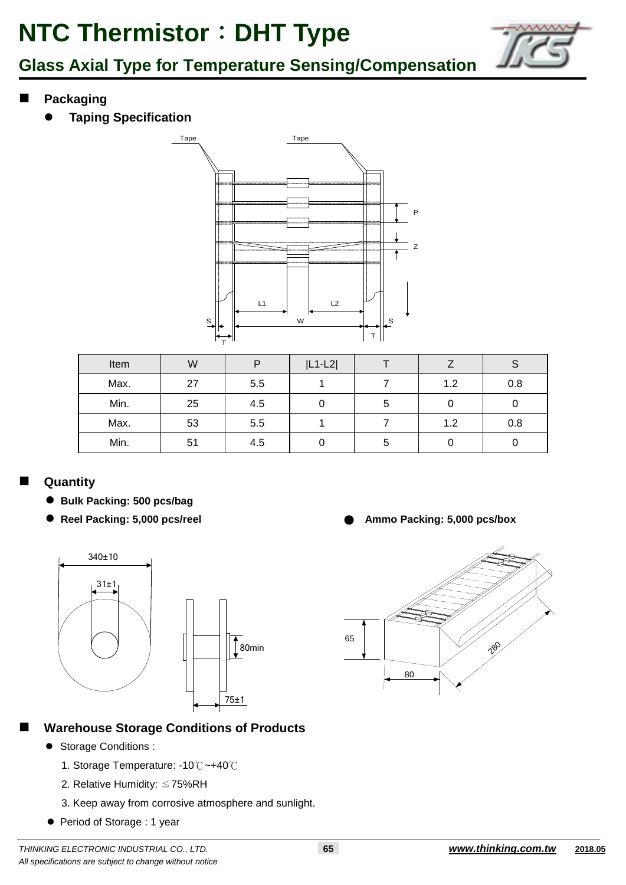# NTC Thermistor：DHT Type

## Glass Axial Type for Temperature Sensing/Compensation

### Packaging

- **Taping Specification**

Tape
Tape
P
Z
L1
L2
S
W
S
T
T

| Item | W | P | \|L1-L2\| | T | Z | S |
|---|---|---|---|---|---|---|
| Max. | 27 | 5.5 | 1 | 7 | 1.2 | 0.8 |
| Min. | 25 | 4.5 | 0 | 5 | 0 | 0 |
| Max. | 53 | 5.5 | 1 | 7 | 1.2 | 0.8 |
| Min. | 51 | 4.5 | 0 | 5 | 0 | 0 |

### Quantity

- **Bulk Packing: 500 pcs/bag**
- **Reel Packing: 5,000 pcs/reel**
- **Ammo Packing: 5,000 pcs/box**

340±10
31±1
80min
75±1

65
80
280

### Warehouse Storage Conditions of Products

- Storage Conditions :
  1. Storage Temperature: -10℃~+40℃
  2. Relative Humidity: ≦75%RH
  3. Keep away from corrosive atmosphere and sunlight.
- Period of Storage : 1 year